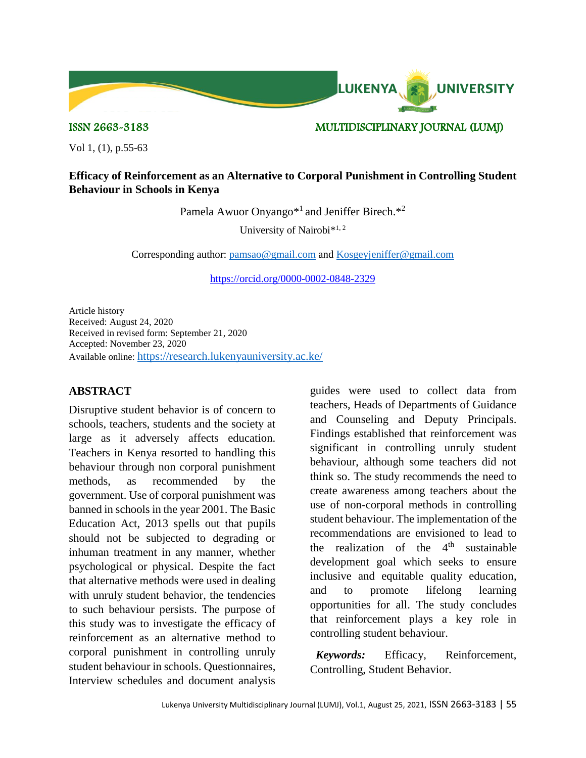ISSN 2663-3183 MULTIDISCIPLINARY JOURNAL (LUMJ)

# Efficacy of Reinforcement as an Alternative to Corporal Punishment in Controlling Student Behaviour in Schools in Kenya

Pamela Awuor Onyango*[1] and Jeniffer Birech.*[2]

University of Nairobi*[1, 2]

Corresponding author: pamsao@gmail.com and Kosgeyjeniffer@gmail.com

https://orcid.org/0000-0002-0848-2329

Article history
Received: August 24, 2020
Received in revised form: September 21, 2020
Accepted: November 23, 2020
Available online: https://research.lukenyauniversity.ac.ke/

## ABSTRACT

Disruptive student behavior is of concern to schools, teachers, students and the society at large as it adversely affects education. Teachers in Kenya resorted to handling this behaviour through non corporal punishment methods, as recommended by the government. Use of corporal punishment was banned in schools in the year 2001. The Basic Education Act, 2013 spells out that pupils should not be subjected to degrading or inhuman treatment in any manner, whether psychological or physical. Despite the fact that alternative methods were used in dealing with unruly student behavior, the tendencies to such behaviour persists. The purpose of this study was to investigate the efficacy of reinforcement as an alternative method to corporal punishment in controlling unruly student behaviour in schools. Questionnaires, Interview schedules and document analysis guides were used to collect data from teachers, Heads of Departments of Guidance and Counseling and Deputy Principals. Findings established that reinforcement was significant in controlling unruly student behaviour, although some teachers did not think so. The study recommends the need to create awareness among teachers about the use of non-corporal methods in controlling student behaviour. The implementation of the recommendations are envisioned to lead to the realization of the 4th sustainable development goal which seeks to ensure inclusive and equitable quality education, and to promote lifelong learning opportunities for all. The study concludes that reinforcement plays a key role in controlling student behaviour.

***Keywords:*** Efficacy, Reinforcement, Controlling, Student Behavior.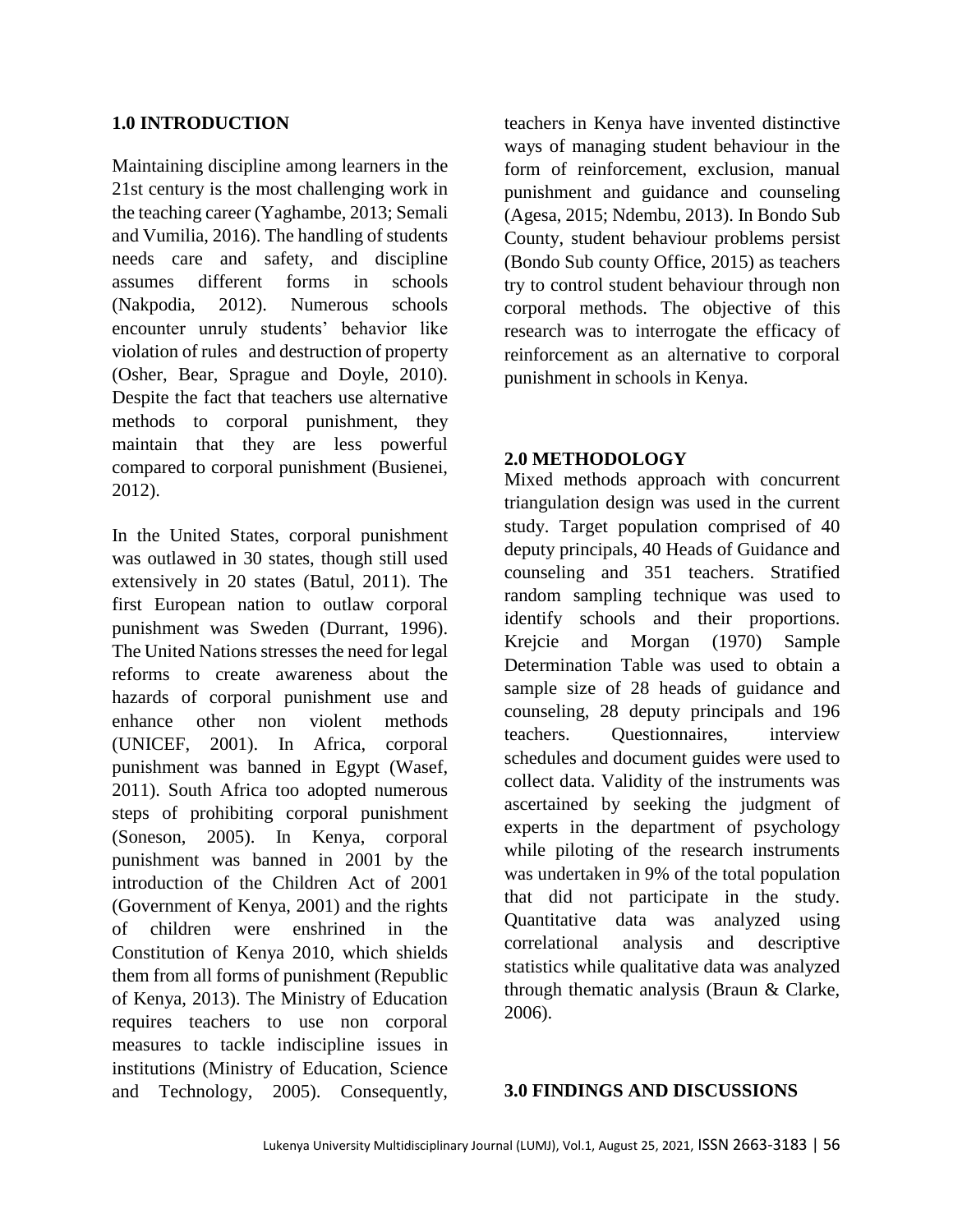## 1.0 INTRODUCTION

Maintaining discipline among learners in the 21st century is the most challenging work in the teaching career (Yaghambe, 2013; Semali and Vumilia, 2016). The handling of students needs care and safety, and discipline assumes different forms in schools (Nakpodia, 2012). Numerous schools encounter unruly students' behavior like violation of rules and destruction of property (Osher, Bear, Sprague and Doyle, 2010). Despite the fact that teachers use alternative methods to corporal punishment, they maintain that they are less powerful compared to corporal punishment (Busienei, 2012).

In the United States, corporal punishment was outlawed in 30 states, though still used extensively in 20 states (Batul, 2011). The first European nation to outlaw corporal punishment was Sweden (Durrant, 1996). The United Nations stresses the need for legal reforms to create awareness about the hazards of corporal punishment use and enhance other non violent methods (UNICEF, 2001). In Africa, corporal punishment was banned in Egypt (Wasef, 2011). South Africa too adopted numerous steps of prohibiting corporal punishment (Soneson, 2005). In Kenya, corporal punishment was banned in 2001 by the introduction of the Children Act of 2001 (Government of Kenya, 2001) and the rights of children were enshrined in the Constitution of Kenya 2010, which shields them from all forms of punishment (Republic of Kenya, 2013). The Ministry of Education requires teachers to use non corporal measures to tackle indiscipline issues in institutions (Ministry of Education, Science and Technology, 2005). Consequently, teachers in Kenya have invented distinctive ways of managing student behaviour in the form of reinforcement, exclusion, manual punishment and guidance and counseling (Agesa, 2015; Ndembu, 2013). In Bondo Sub County, student behaviour problems persist (Bondo Sub county Office, 2015) as teachers try to control student behaviour through non corporal methods. The objective of this research was to interrogate the efficacy of reinforcement as an alternative to corporal punishment in schools in Kenya.

## 2.0 METHODOLOGY

Mixed methods approach with concurrent triangulation design was used in the current study. Target population comprised of 40 deputy principals, 40 Heads of Guidance and counseling and 351 teachers. Stratified random sampling technique was used to identify schools and their proportions. Krejcie and Morgan (1970) Sample Determination Table was used to obtain a sample size of 28 heads of guidance and counseling, 28 deputy principals and 196 teachers. Questionnaires, interview schedules and document guides were used to collect data. Validity of the instruments was ascertained by seeking the judgment of experts in the department of psychology while piloting of the research instruments was undertaken in 9% of the total population that did not participate in the study. Quantitative data was analyzed using correlational analysis and descriptive statistics while qualitative data was analyzed through thematic analysis (Braun & Clarke, 2006).

## 3.0 FINDINGS AND DISCUSSIONS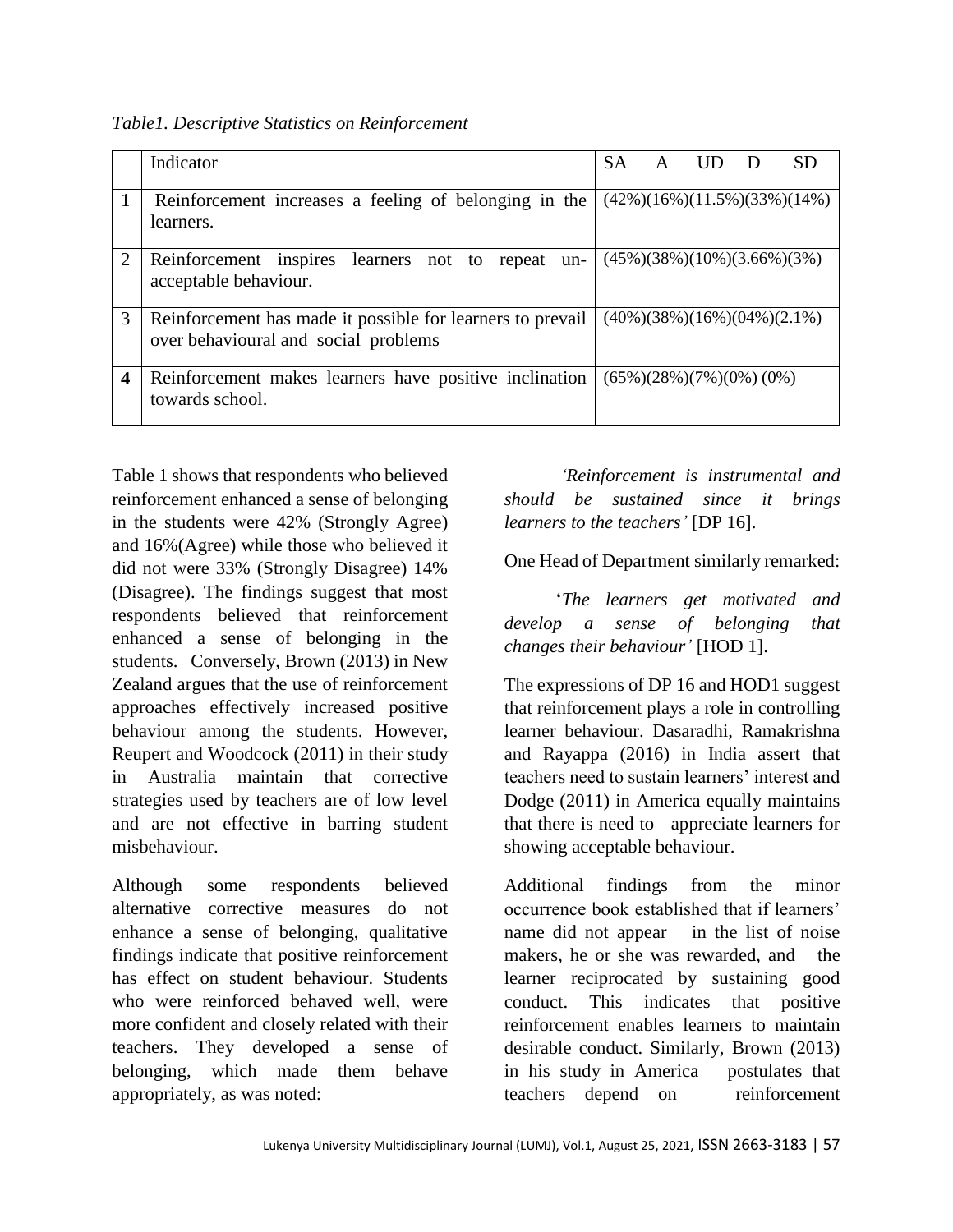*Table1. Descriptive Statistics on Reinforcement*

| | Indicator | SA | A | UD | D | SD |
|---|---|---|---|---|---|---|
| 1 | Reinforcement increases a feeling of belonging in the learners. | (42%) | (16%) | (11.5%) | (33%) | (14%) |
| 2 | Reinforcement inspires learners not to repeat un-acceptable behaviour. | (45%) | (38%) | (10%) | (3.66%) | (3%) |
| 3 | Reinforcement has made it possible for learners to prevail over behavioural and social problems | (40%) | (38%) | (16%) | (04%) | (2.1%) |
| **4** | Reinforcement makes learners have positive inclination towards school. | (65%) | (28%) | (7%) | (0%) | (0%) |

Table 1 shows that respondents who believed reinforcement enhanced a sense of belonging in the students were 42% (Strongly Agree) and 16%(Agree) while those who believed it did not were 33% (Strongly Disagree) 14% (Disagree). The findings suggest that most respondents believed that reinforcement enhanced a sense of belonging in the students. Conversely, Brown (2013) in New Zealand argues that the use of reinforcement approaches effectively increased positive behaviour among the students. However, Reupert and Woodcock (2011) in their study in Australia maintain that corrective strategies used by teachers are of low level and are not effective in barring student misbehaviour.

Although some respondents believed alternative corrective measures do not enhance a sense of belonging, qualitative findings indicate that positive reinforcement has effect on student behaviour. Students who were reinforced behaved well, were more confident and closely related with their teachers. They developed a sense of belonging, which made them behave appropriately, as was noted:

> *'Reinforcement is instrumental and should be sustained since it brings learners to the teachers'* [DP 16].

One Head of Department similarly remarked:

> '*The learners get motivated and develop a sense of belonging that changes their behaviour'* [HOD 1].

The expressions of DP 16 and HOD1 suggest that reinforcement plays a role in controlling learner behaviour. Dasaradhi, Ramakrishna and Rayappa (2016) in India assert that teachers need to sustain learners' interest and Dodge (2011) in America equally maintains that there is need to appreciate learners for showing acceptable behaviour.

Additional findings from the minor occurrence book established that if learners' name did not appear in the list of noise makers, he or she was rewarded, and the learner reciprocated by sustaining good conduct. This indicates that positive reinforcement enables learners to maintain desirable conduct. Similarly, Brown (2013) in his study in America postulates that teachers depend on reinforcement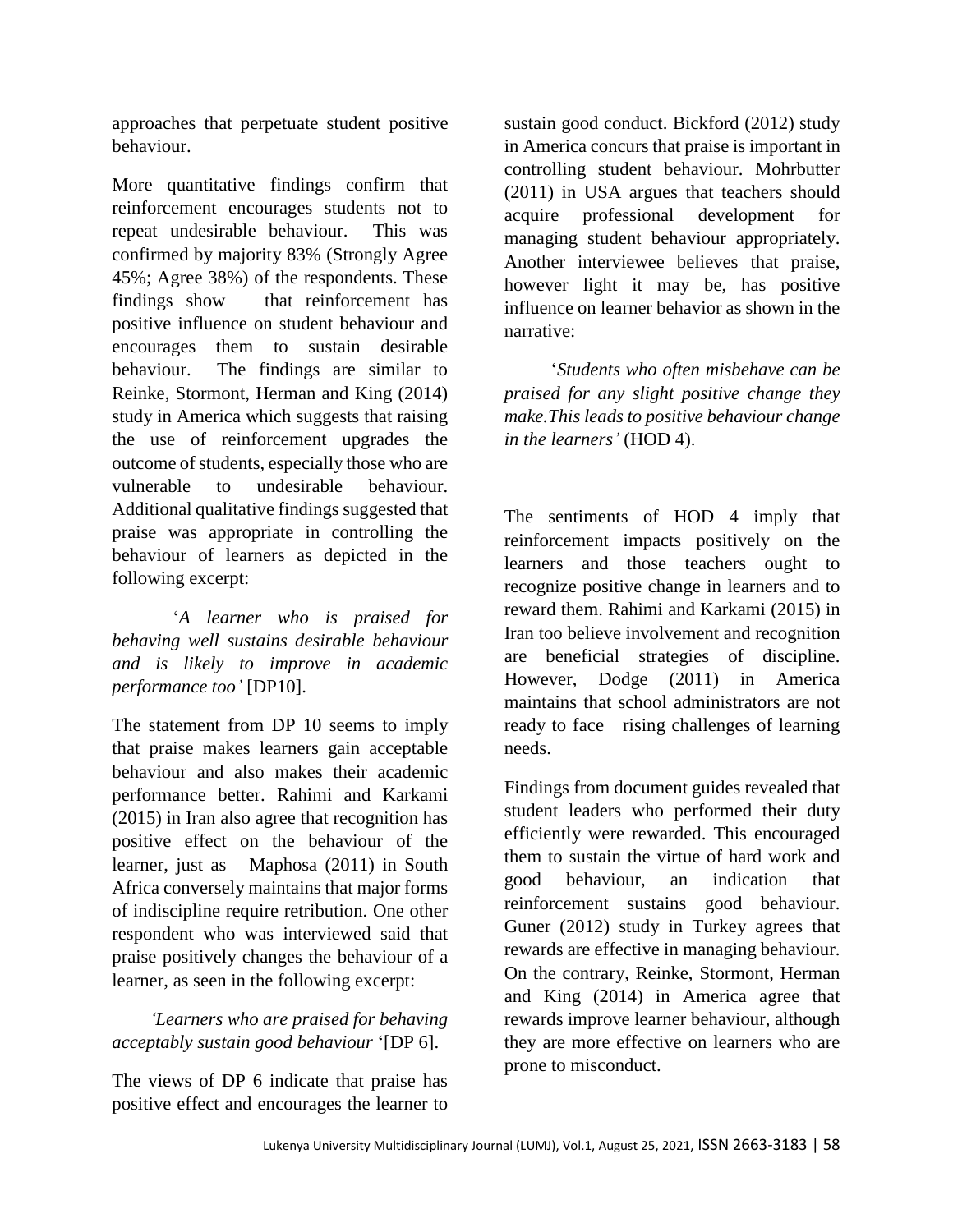approaches that perpetuate student positive behaviour.

More quantitative findings confirm that reinforcement encourages students not to repeat undesirable behaviour. This was confirmed by majority 83% (Strongly Agree 45%; Agree 38%) of the respondents. These findings show that reinforcement has positive influence on student behaviour and encourages them to sustain desirable behaviour. The findings are similar to Reinke, Stormont, Herman and King (2014) study in America which suggests that raising the use of reinforcement upgrades the outcome of students, especially those who are vulnerable to undesirable behaviour. Additional qualitative findings suggested that praise was appropriate in controlling the behaviour of learners as depicted in the following excerpt:

> '*A learner who is praised for behaving well sustains desirable behaviour and is likely to improve in academic performance too'* [DP10].

The statement from DP 10 seems to imply that praise makes learners gain acceptable behaviour and also makes their academic performance better. Rahimi and Karkami (2015) in Iran also agree that recognition has positive effect on the behaviour of the learner, just as Maphosa (2011) in South Africa conversely maintains that major forms of indiscipline require retribution. One other respondent who was interviewed said that praise positively changes the behaviour of a learner, as seen in the following excerpt:

> *'Learners who are praised for behaving acceptably sustain good behaviour* '[DP 6].

The views of DP 6 indicate that praise has positive effect and encourages the learner to sustain good conduct. Bickford (2012) study in America concurs that praise is important in controlling student behaviour. Mohrbutter (2011) in USA argues that teachers should acquire professional development for managing student behaviour appropriately. Another interviewee believes that praise, however light it may be, has positive influence on learner behavior as shown in the narrative:

> '*Students who often misbehave can be praised for any slight positive change they make.This leads to positive behaviour change in the learners'* (HOD 4).

The sentiments of HOD 4 imply that reinforcement impacts positively on the learners and those teachers ought to recognize positive change in learners and to reward them. Rahimi and Karkami (2015) in Iran too believe involvement and recognition are beneficial strategies of discipline. However, Dodge (2011) in America maintains that school administrators are not ready to face rising challenges of learning needs.

Findings from document guides revealed that student leaders who performed their duty efficiently were rewarded. This encouraged them to sustain the virtue of hard work and good behaviour, an indication that reinforcement sustains good behaviour. Guner (2012) study in Turkey agrees that rewards are effective in managing behaviour. On the contrary, Reinke, Stormont, Herman and King (2014) in America agree that rewards improve learner behaviour, although they are more effective on learners who are prone to misconduct.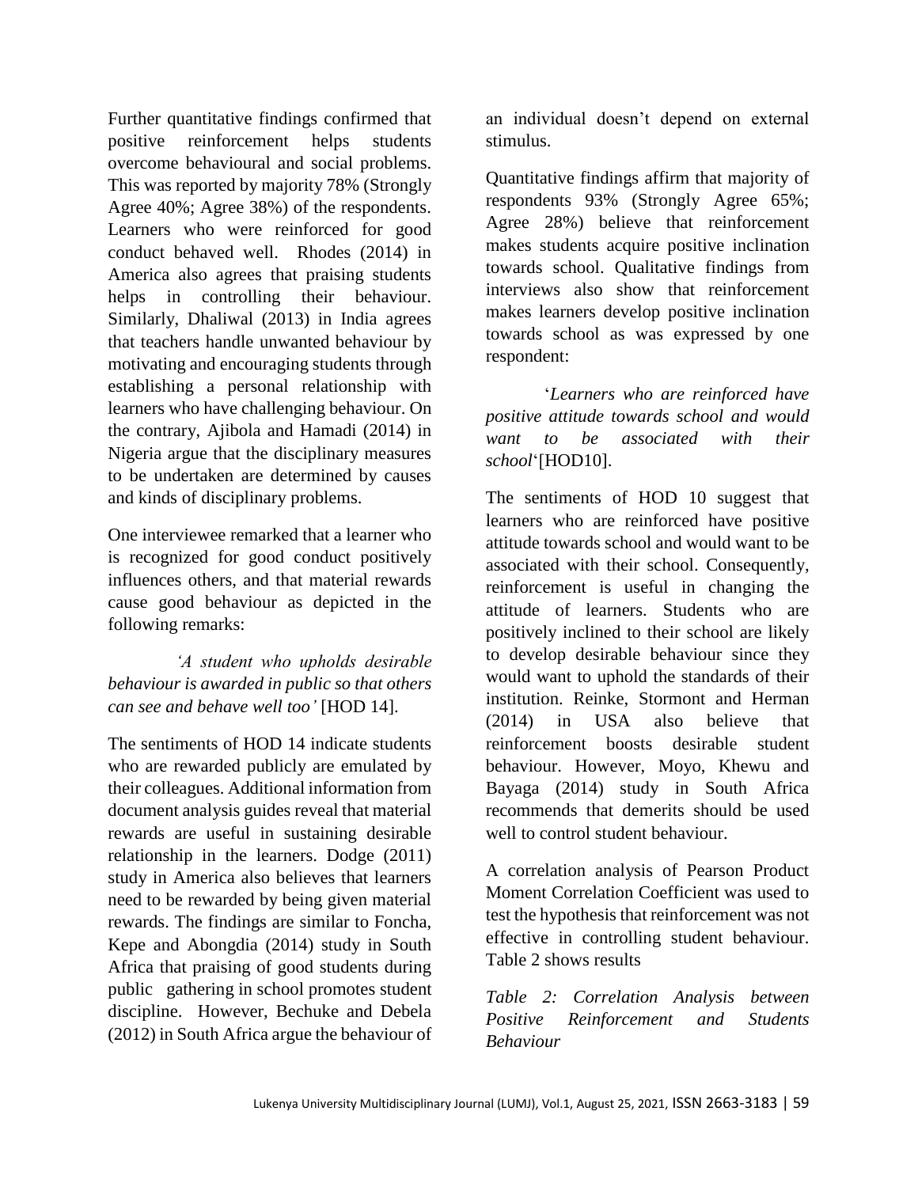Further quantitative findings confirmed that positive reinforcement helps students overcome behavioural and social problems. This was reported by majority 78% (Strongly Agree 40%; Agree 38%) of the respondents. Learners who were reinforced for good conduct behaved well. Rhodes (2014) in America also agrees that praising students helps in controlling their behaviour. Similarly, Dhaliwal (2013) in India agrees that teachers handle unwanted behaviour by motivating and encouraging students through establishing a personal relationship with learners who have challenging behaviour. On the contrary, Ajibola and Hamadi (2014) in Nigeria argue that the disciplinary measures to be undertaken are determined by causes and kinds of disciplinary problems.

One interviewee remarked that a learner who is recognized for good conduct positively influences others, and that material rewards cause good behaviour as depicted in the following remarks:

> *'A student who upholds desirable behaviour is awarded in public so that others can see and behave well too'* [HOD 14].

The sentiments of HOD 14 indicate students who are rewarded publicly are emulated by their colleagues. Additional information from document analysis guides reveal that material rewards are useful in sustaining desirable relationship in the learners. Dodge (2011) study in America also believes that learners need to be rewarded by being given material rewards. The findings are similar to Foncha, Kepe and Abongdia (2014) study in South Africa that praising of good students during public gathering in school promotes student discipline. However, Bechuke and Debela (2012) in South Africa argue the behaviour of an individual doesn't depend on external stimulus.

Quantitative findings affirm that majority of respondents 93% (Strongly Agree 65%; Agree 28%) believe that reinforcement makes students acquire positive inclination towards school. Qualitative findings from interviews also show that reinforcement makes learners develop positive inclination towards school as was expressed by one respondent:

> '*Learners who are reinforced have positive attitude towards school and would want to be associated with their school*'[HOD10].

The sentiments of HOD 10 suggest that learners who are reinforced have positive attitude towards school and would want to be associated with their school. Consequently, reinforcement is useful in changing the attitude of learners. Students who are positively inclined to their school are likely to develop desirable behaviour since they would want to uphold the standards of their institution. Reinke, Stormont and Herman (2014) in USA also believe that reinforcement boosts desirable student behaviour. However, Moyo, Khewu and Bayaga (2014) study in South Africa recommends that demerits should be used well to control student behaviour.

A correlation analysis of Pearson Product Moment Correlation Coefficient was used to test the hypothesis that reinforcement was not effective in controlling student behaviour. Table 2 shows results

*Table 2: Correlation Analysis between Positive Reinforcement and Students Behaviour*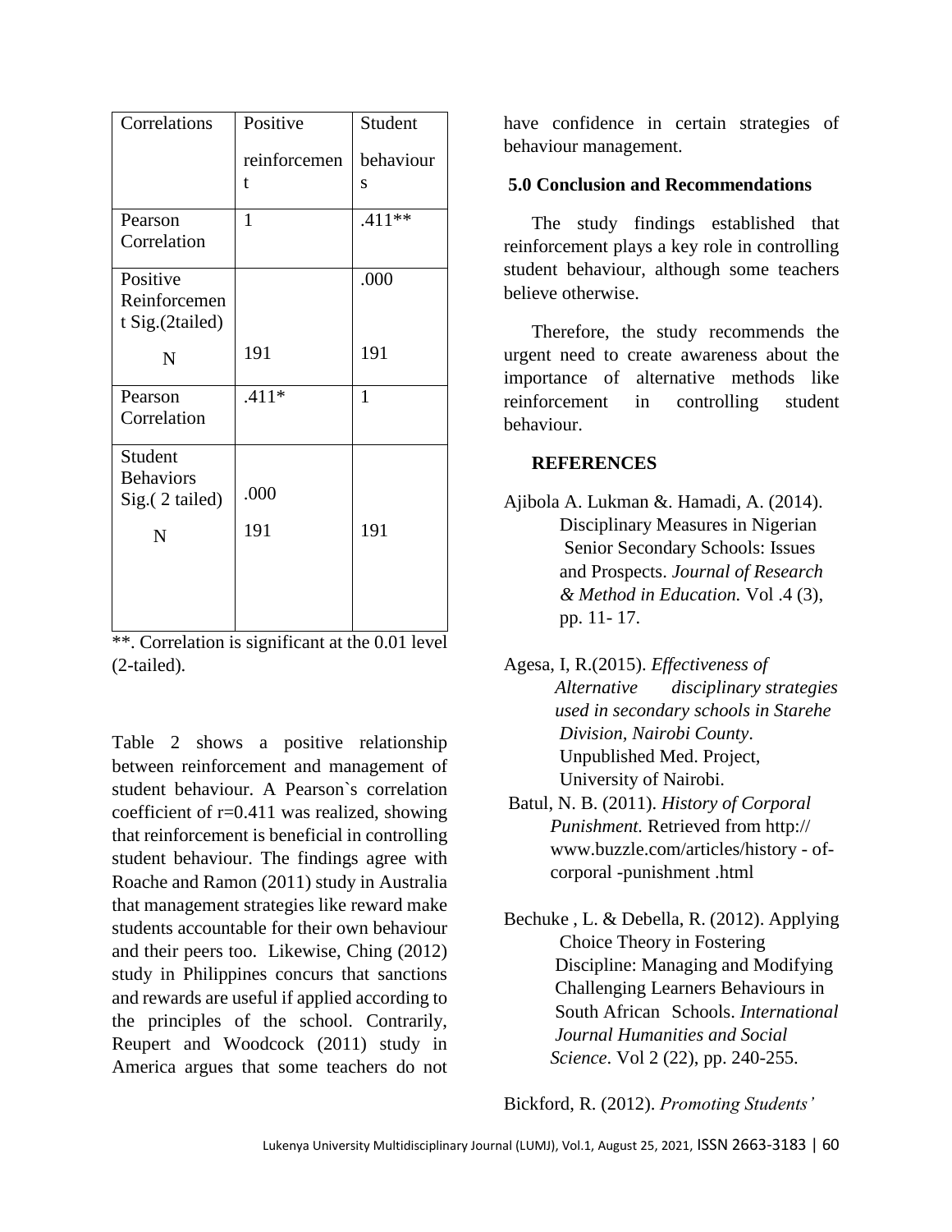| Correlations | Positive reinforcement | Student behaviours |
| --- | --- | --- |
| Pearson Correlation | 1 | .411** |
| Positive Reinforcement Sig.(2tailed) | | .000 |
| N | 191 | 191 |
| Pearson Correlation | .411* | 1 |
| Student Behaviors Sig.( 2 tailed) | .000 | |
| N | 191 | 191 |

**. Correlation is significant at the 0.01 level (2-tailed).

Table 2 shows a positive relationship between reinforcement and management of student behaviour. A Pearson`s correlation coefficient of r=0.411 was realized, showing that reinforcement is beneficial in controlling student behaviour. The findings agree with Roache and Ramon (2011) study in Australia that management strategies like reward make students accountable for their own behaviour and their peers too. Likewise, Ching (2012) study in Philippines concurs that sanctions and rewards are useful if applied according to the principles of the school. Contrarily, Reupert and Woodcock (2011) study in America argues that some teachers do not have confidence in certain strategies of behaviour management.

## 5.0 Conclusion and Recommendations

The study findings established that reinforcement plays a key role in controlling student behaviour, although some teachers believe otherwise.

Therefore, the study recommends the urgent need to create awareness about the importance of alternative methods like reinforcement in controlling student behaviour.

## REFERENCES

Ajibola A. Lukman &. Hamadi, A. (2014). Disciplinary Measures in Nigerian Senior Secondary Schools: Issues and Prospects. *Journal of Research & Method in Education.* Vol .4 (3), pp. 11- 17.

Agesa, I, R.(2015). *Effectiveness of Alternative disciplinary strategies used in secondary schools in Starehe Division, Nairobi County*. Unpublished Med. Project, University of Nairobi.

Batul, N. B. (2011). *History of Corporal Punishment.* Retrieved from http:// www.buzzle.com/articles/history - of-corporal -punishment .html

Bechuke , L. & Debella, R. (2012). Applying Choice Theory in Fostering Discipline: Managing and Modifying Challenging Learners Behaviours in South African Schools. *International Journal Humanities and Social Science*. Vol 2 (22), pp. 240-255.

Bickford, R. (2012). *Promoting Students'*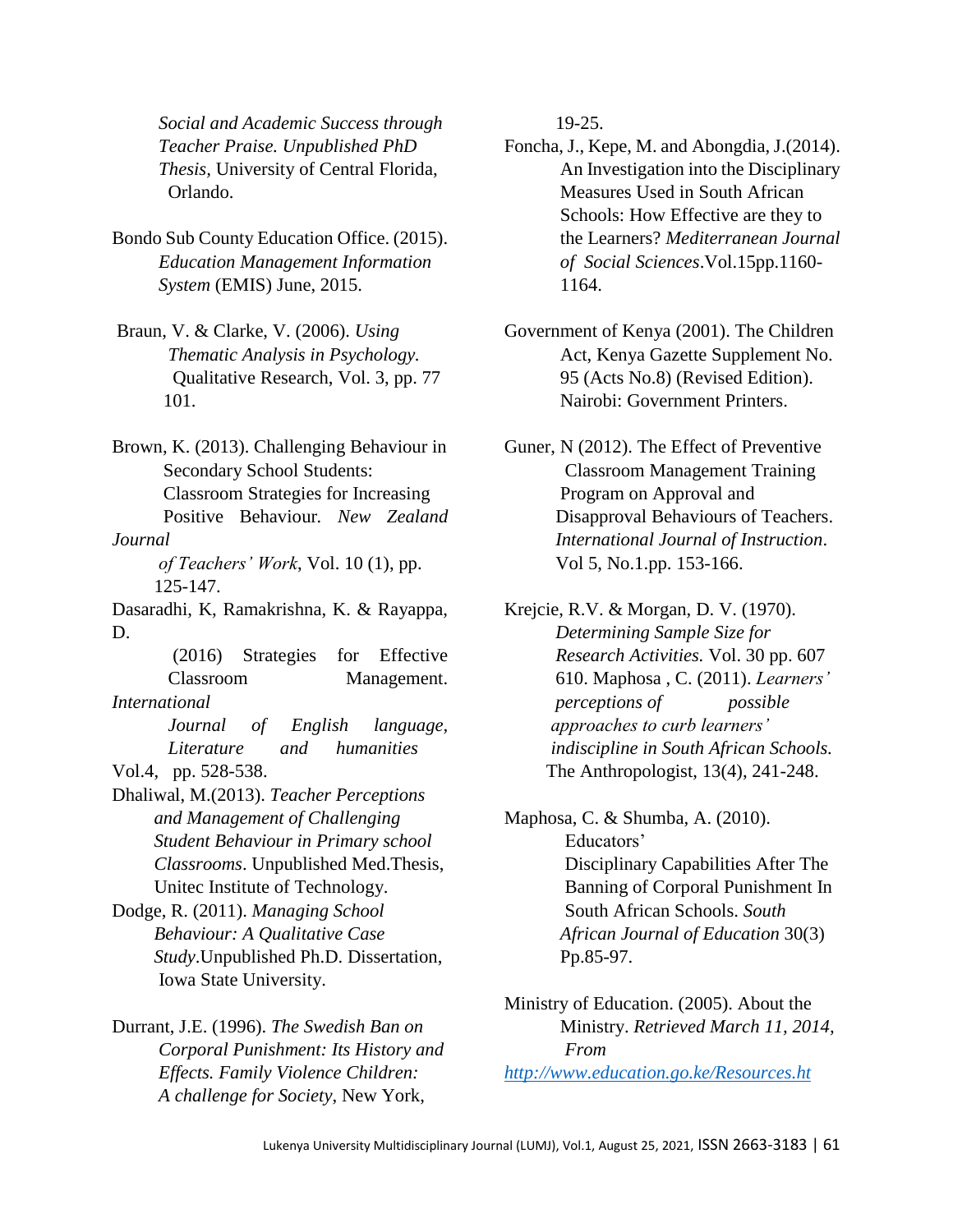*Social and Academic Success through Teacher Praise. Unpublished PhD Thesis,* University of Central Florida, Orlando.

Bondo Sub County Education Office. (2015). *Education Management Information System* (EMIS) June, 2015.

Braun, V. & Clarke, V. (2006). *Using Thematic Analysis in Psychology.* Qualitative Research, Vol. 3, pp. 77 101.

Brown, K. (2013). Challenging Behaviour in Secondary School Students: Classroom Strategies for Increasing Positive Behaviour. *New Zealand Journal of Teachers' Work*, Vol. 10 (1), pp. 125-147.

Dasaradhi, K, Ramakrishna, K. & Rayappa, D. (2016) Strategies for Effective Classroom Management. *International Journal of English language, Literature and humanities* Vol.4, pp. 528-538.

Dhaliwal, M.(2013). *Teacher Perceptions and Management of Challenging Student Behaviour in Primary school Classrooms*. Unpublished Med.Thesis, Unitec Institute of Technology.

Dodge, R. (2011). *Managing School Behaviour: A Qualitative Case Study*.Unpublished Ph.D. Dissertation, Iowa State University.

Durrant, J.E. (1996). *The Swedish Ban on Corporal Punishment: Its History and Effects. Family Violence Children: A challenge for Society*, New York, 19-25.

Foncha, J., Kepe, M. and Abongdia, J.(2014). An Investigation into the Disciplinary Measures Used in South African Schools: How Effective are they to the Learners? *Mediterranean Journal of Social Sciences*.Vol.15pp.1160-1164.

Government of Kenya (2001). The Children Act, Kenya Gazette Supplement No. 95 (Acts No.8) (Revised Edition). Nairobi: Government Printers.

Guner, N (2012). The Effect of Preventive Classroom Management Training Program on Approval and Disapproval Behaviours of Teachers. *International Journal of Instruction*. Vol 5, No.1.pp. 153-166.

Krejcie, R.V. & Morgan, D. V. (1970). *Determining Sample Size for Research Activities.* Vol. 30 pp. 607 610. Maphosa , C. (2011). *Learners' perceptions of possible approaches to curb learners' indiscipline in South African Schools.* The Anthropologist, 13(4), 241-248.

Maphosa, C. & Shumba, A. (2010). Educators' Disciplinary Capabilities After The Banning of Corporal Punishment In South African Schools. *South African Journal of Education* 30(3) Pp.85-97.

Ministry of Education. (2005). About the Ministry. *Retrieved March 11, 2014, From* [http://www.education.go.ke/Resources.ht](http://www.education.go.ke/Resources.ht)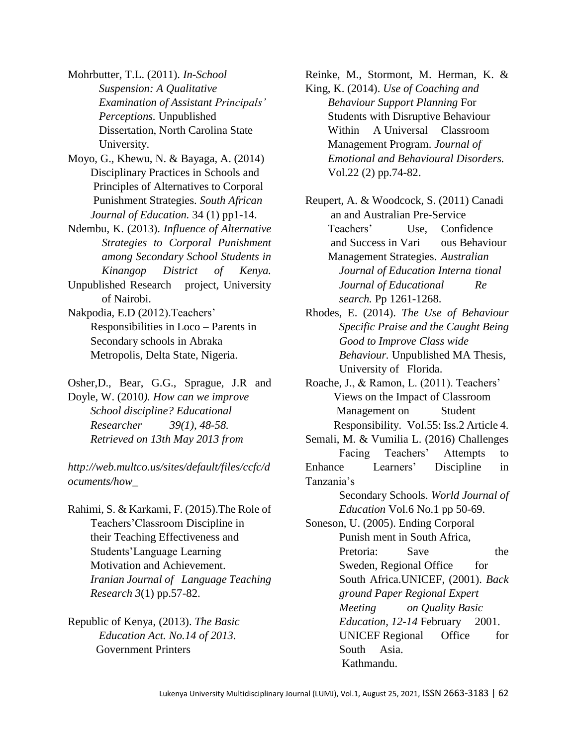Mohrbutter, T.L. (2011). *In-School Suspension: A Qualitative Examination of Assistant Principals' Perceptions.* Unpublished Dissertation, North Carolina State University.

Moyo, G., Khewu, N. & Bayaga, A. (2014) Disciplinary Practices in Schools and Principles of Alternatives to Corporal Punishment Strategies. *South African Journal of Education.* 34 (1) pp1-14.

Ndembu, K. (2013). *Influence of Alternative Strategies to Corporal Punishment among Secondary School Students in Kinangop District of Kenya.* Unpublished Research project, University of Nairobi.

Nakpodia, E.D (2012).Teachers' Responsibilities in Loco – Parents in Secondary schools in Abraka Metropolis, Delta State, Nigeria.

Osher,D., Bear, G.G., Sprague, J.R and Doyle, W. (2010*). How can we improve School discipline? Educational Researcher 39(1), 48-58. Retrieved on 13th May 2013 from*

*http://web.multco.us/sites/default/files/ccfc/documents/how_*

Rahimi, S. & Karkami, F. (2015).The Role of Teachers'Classroom Discipline in their Teaching Effectiveness and Students'Language Learning Motivation and Achievement. *Iranian Journal of Language Teaching Research 3*(1) pp.57-82.

Republic of Kenya, (2013). *The Basic Education Act. No.14 of 2013.* Government Printers

Reinke, M., Stormont, M. Herman, K. & King, K. (2014). *Use of Coaching and Behaviour Support Planning* For Students with Disruptive Behaviour Within A Universal Classroom Management Program. *Journal of Emotional and Behavioural Disorders.* Vol.22 (2) pp.74-82.

Reupert, A. & Woodcock, S. (2011) Canadi an and Australian Pre-Service Teachers' Use, Confidence and Success in Vari ous Behaviour Management Strategies. *Australian Journal of Education Interna tional Journal of Educational Re search.* Pp 1261-1268.

Rhodes, E. (2014). *The Use of Behaviour Specific Praise and the Caught Being Good to Improve Class wide Behaviour.* Unpublished MA Thesis, University of Florida.

Roache, J., & Ramon, L. (2011). Teachers' Views on the Impact of Classroom Management on Student Responsibility. Vol.55: Iss.2 Article 4.

Semali, M. & Vumilia L. (2016) Challenges Facing Teachers' Attempts to Enhance Learners' Discipline in Tanzania's Secondary Schools. *World Journal of Education* Vol.6 No.1 pp 50-69.

Soneson, U. (2005). Ending Corporal Punish ment in South Africa, Pretoria: Save the Sweden, Regional Office for South Africa.UNICEF, (2001). *Back ground Paper Regional Expert Meeting on Quality Basic Education, 12-14* February 2001. UNICEF Regional Office for South Asia. Kathmandu.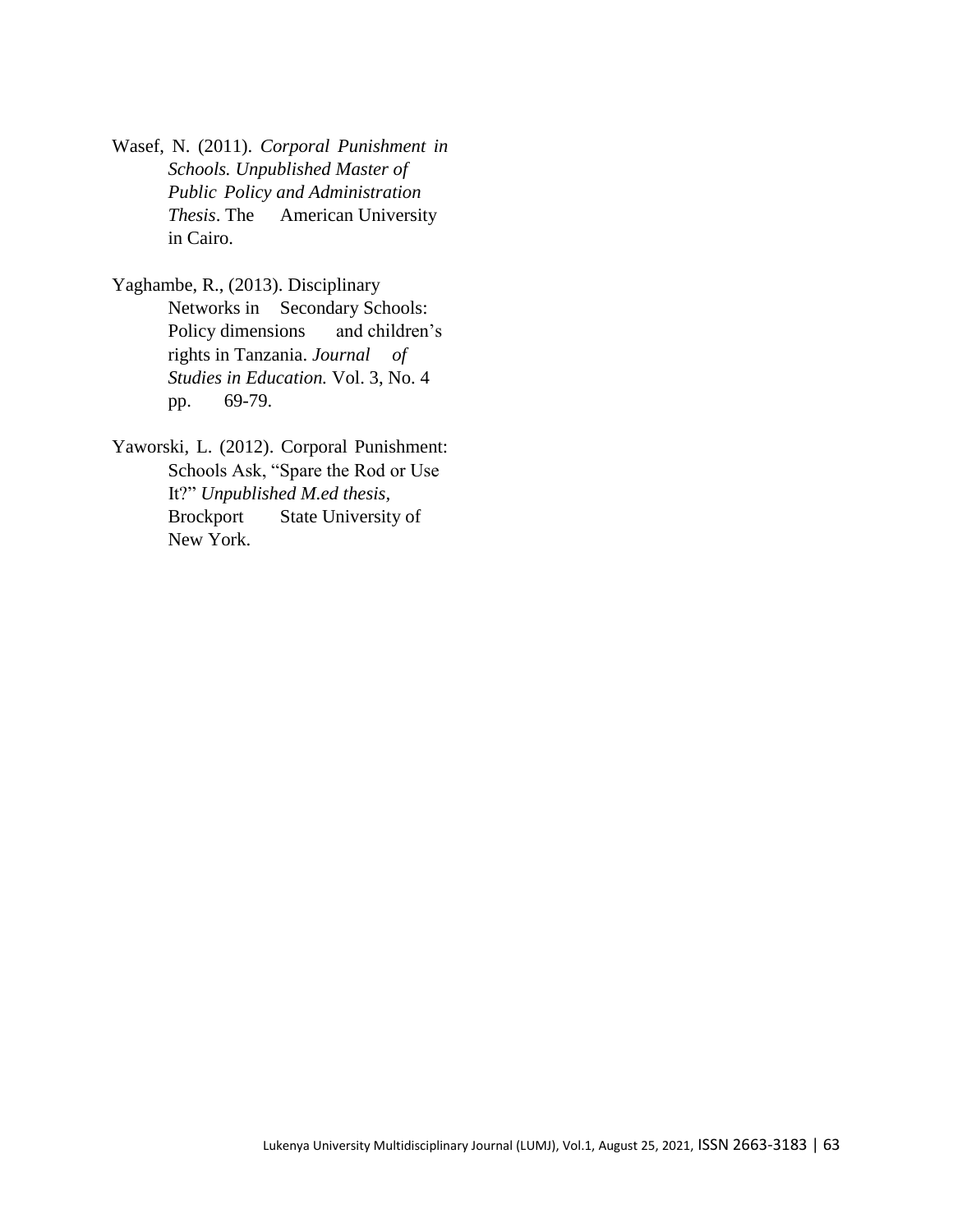Wasef, N. (2011). *Corporal Punishment in Schools. Unpublished Master of Public Policy and Administration Thesis*. The American University in Cairo.

Yaghambe, R., (2013). Disciplinary Networks in Secondary Schools: Policy dimensions and children's rights in Tanzania. *Journal of Studies in Education.* Vol. 3, No. 4 pp. 69-79.

Yaworski, L. (2012). Corporal Punishment: Schools Ask, "Spare the Rod or Use It?" *Unpublished M.ed thesis,* Brockport State University of New York.